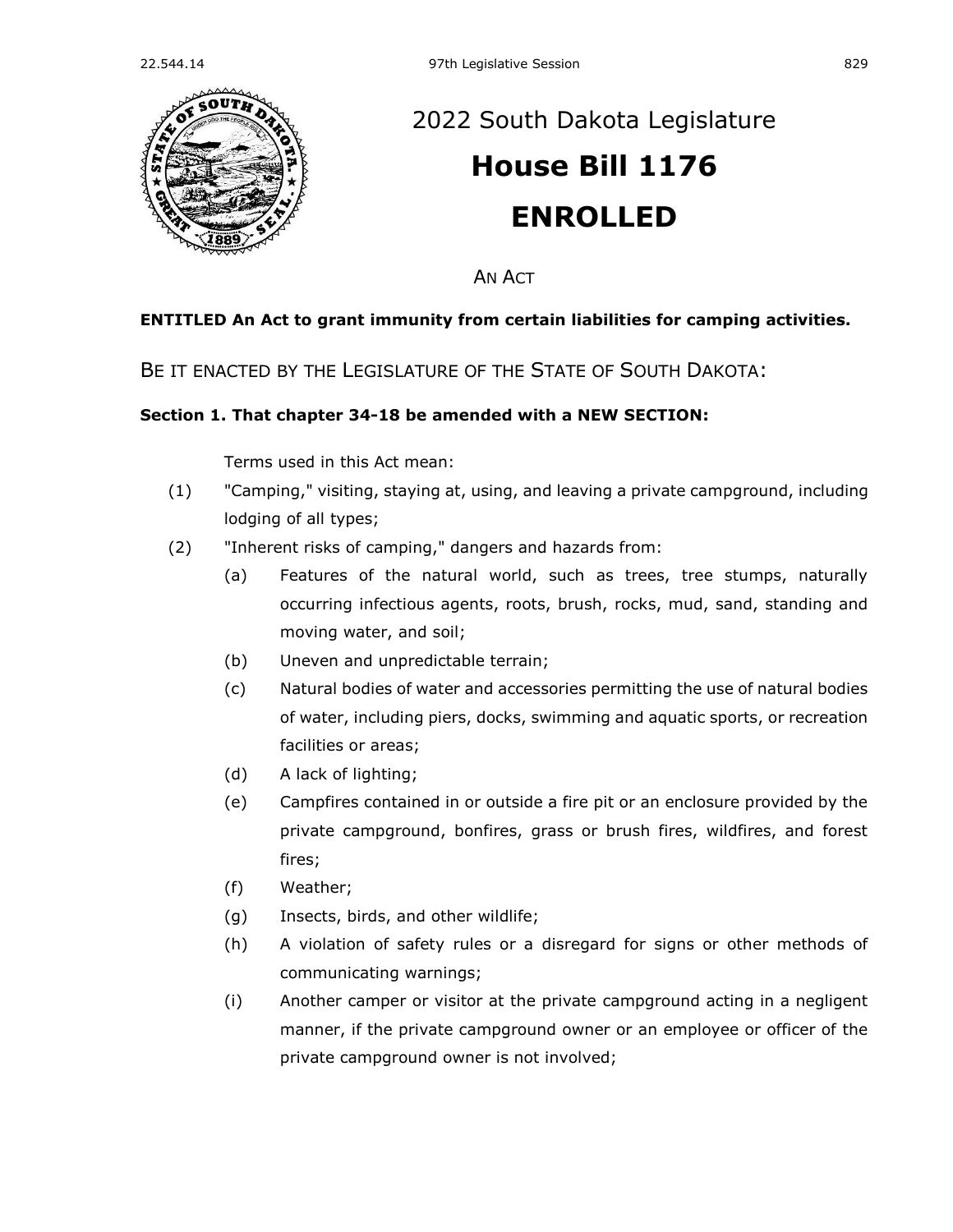# 2022 South Dakota Legislature

# House Bill 1176

# ENROLLED

AN ACT

**ENTITLED An Act to grant immunity from certain liabilities for camping activities.**

BE IT ENACTED BY THE LEGISLATURE OF THE STATE OF SOUTH DAKOTA:

**Section 1. That chapter 34-18 be amended with a NEW SECTION:**

Terms used in this Act mean:

(1) "Camping," visiting, staying at, using, and leaving a private campground, including lodging of all types;

(2) "Inherent risks of camping," dangers and hazards from:

   (a) Features of the natural world, such as trees, tree stumps, naturally occurring infectious agents, roots, brush, rocks, mud, sand, standing and moving water, and soil;

   (b) Uneven and unpredictable terrain;

   (c) Natural bodies of water and accessories permitting the use of natural bodies of water, including piers, docks, swimming and aquatic sports, or recreation facilities or areas;

   (d) A lack of lighting;

   (e) Campfires contained in or outside a fire pit or an enclosure provided by the private campground, bonfires, grass or brush fires, wildfires, and forest fires;

   (f) Weather;

   (g) Insects, birds, and other wildlife;

   (h) A violation of safety rules or a disregard for signs or other methods of communicating warnings;

   (i) Another camper or visitor at the private campground acting in a negligent manner, if the private campground owner or an employee or officer of the private campground owner is not involved;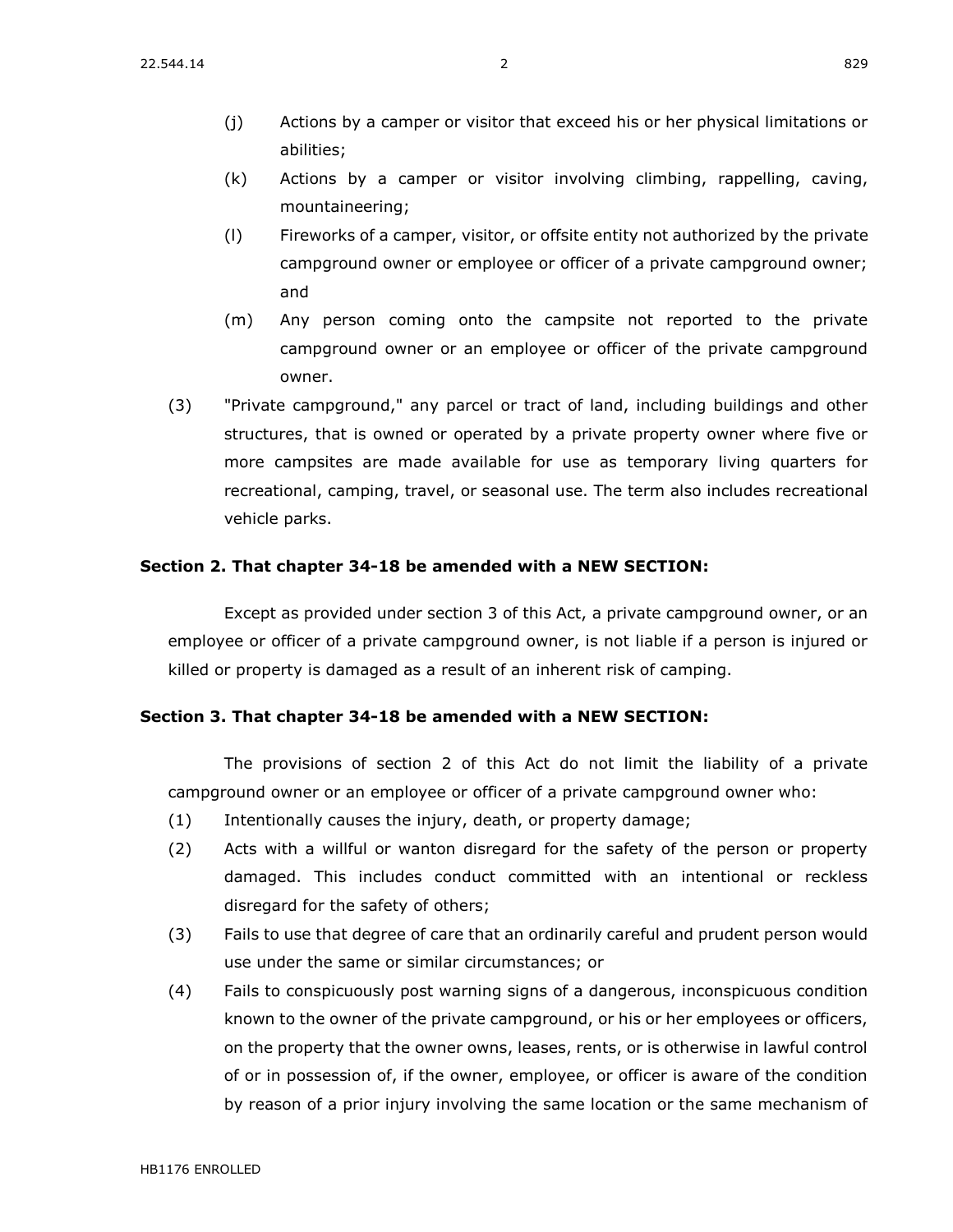- (j) Actions by a camper or visitor that exceed his or her physical limitations or abilities;
- (k) Actions by a camper or visitor involving climbing, rappelling, caving, mountaineering;
- (l) Fireworks of a camper, visitor, or offsite entity not authorized by the private campground owner or employee or officer of a private campground owner; and
- (m) Any person coming onto the campsite not reported to the private campground owner or an employee or officer of the private campground owner.

(3) "Private campground," any parcel or tract of land, including buildings and other structures, that is owned or operated by a private property owner where five or more campsites are made available for use as temporary living quarters for recreational, camping, travel, or seasonal use. The term also includes recreational vehicle parks.

**Section 2. That chapter 34-18 be amended with a NEW SECTION:**

Except as provided under section 3 of this Act, a private campground owner, or an employee or officer of a private campground owner, is not liable if a person is injured or killed or property is damaged as a result of an inherent risk of camping.

**Section 3. That chapter 34-18 be amended with a NEW SECTION:**

The provisions of section 2 of this Act do not limit the liability of a private campground owner or an employee or officer of a private campground owner who:

(1) Intentionally causes the injury, death, or property damage;

(2) Acts with a willful or wanton disregard for the safety of the person or property damaged. This includes conduct committed with an intentional or reckless disregard for the safety of others;

(3) Fails to use that degree of care that an ordinarily careful and prudent person would use under the same or similar circumstances; or

(4) Fails to conspicuously post warning signs of a dangerous, inconspicuous condition known to the owner of the private campground, or his or her employees or officers, on the property that the owner owns, leases, rents, or is otherwise in lawful control of or in possession of, if the owner, employee, or officer is aware of the condition by reason of a prior injury involving the same location or the same mechanism of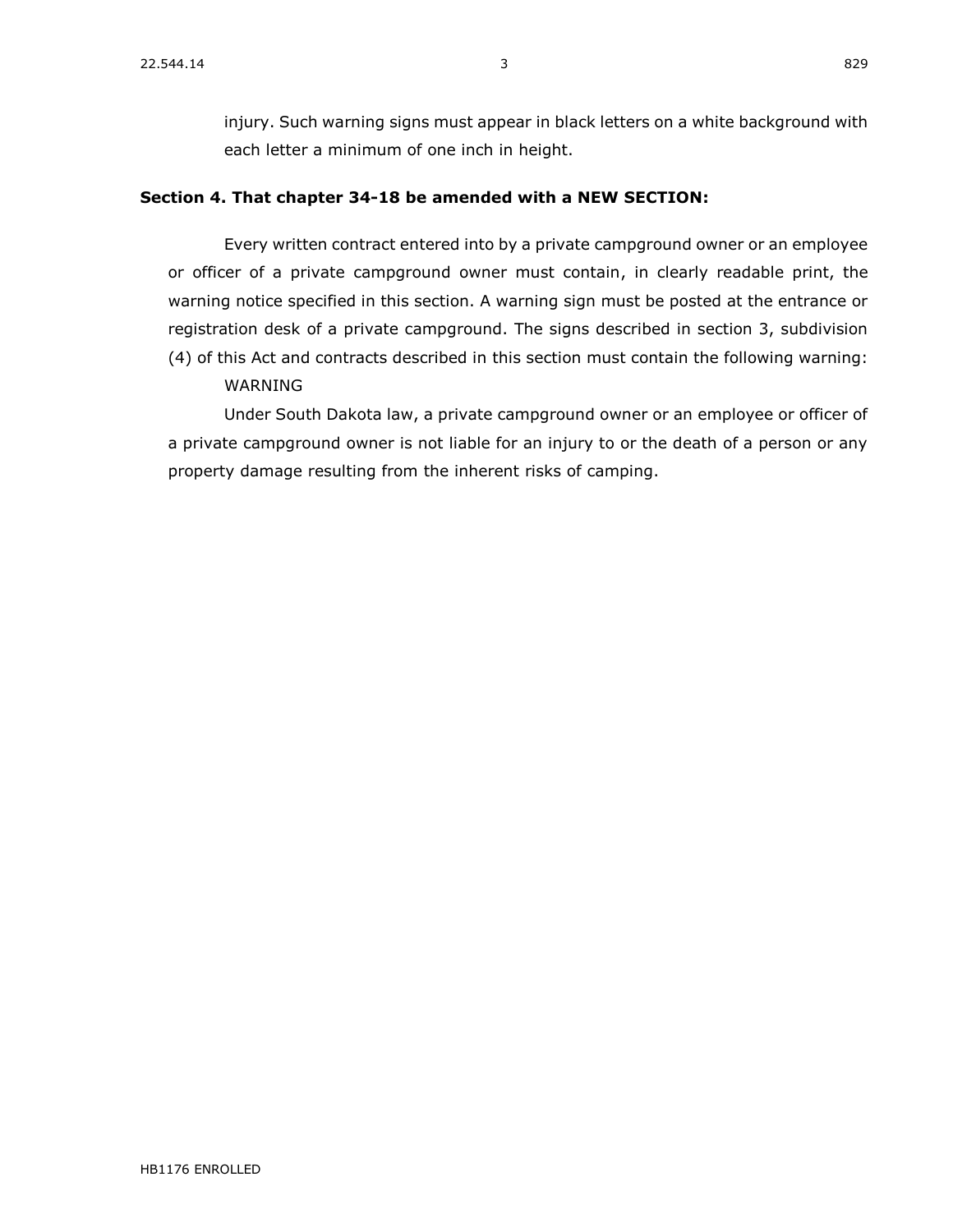injury. Such warning signs must appear in black letters on a white background with each letter a minimum of one inch in height.

**Section 4. That chapter 34-18 be amended with a NEW SECTION:**

Every written contract entered into by a private campground owner or an employee or officer of a private campground owner must contain, in clearly readable print, the warning notice specified in this section. A warning sign must be posted at the entrance or registration desk of a private campground. The signs described in section 3, subdivision (4) of this Act and contracts described in this section must contain the following warning:

WARNING

Under South Dakota law, a private campground owner or an employee or officer of a private campground owner is not liable for an injury to or the death of a person or any property damage resulting from the inherent risks of camping.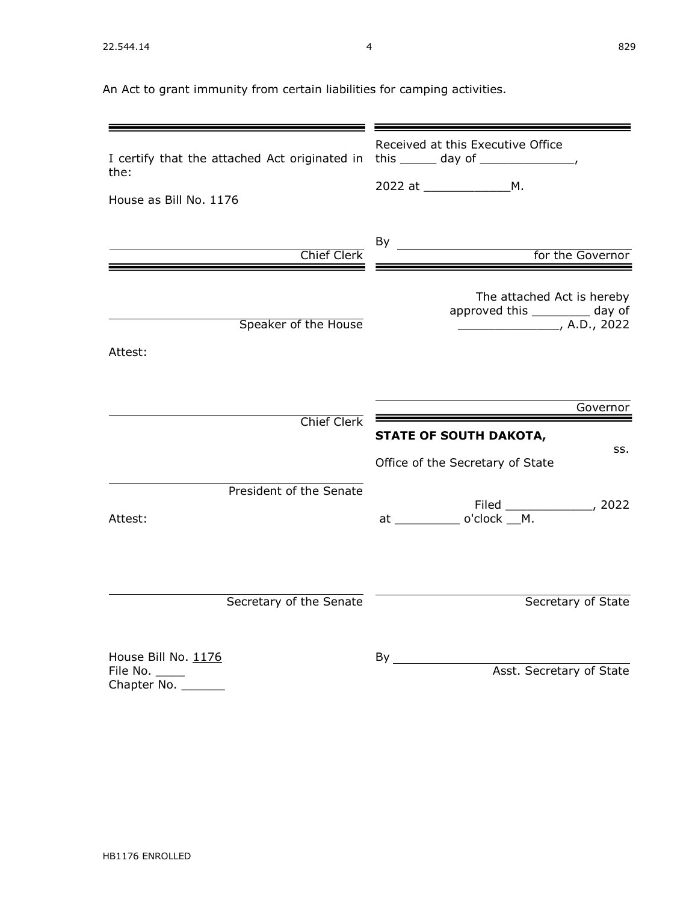An Act to grant immunity from certain liabilities for camping activities.

I certify that the attached Act originated in the:

House as Bill No. 1176

Chief Clerk

Speaker of the House

Attest:

Chief Clerk

President of the Senate

Attest:

Secretary of the Senate

House Bill No. 1176
File No. ____
Chapter No. ______

Received at this Executive Office this _____ day of _____________,

2022 at ____________M.

By

for the Governor

The attached Act is hereby approved this ________ day of ______________, A.D., 2022

Governor

**STATE OF SOUTH DAKOTA,**

ss.

Office of the Secretary of State

Filed ____________, 2022 at _________ o'clock __M.

Secretary of State

By

Asst. Secretary of State